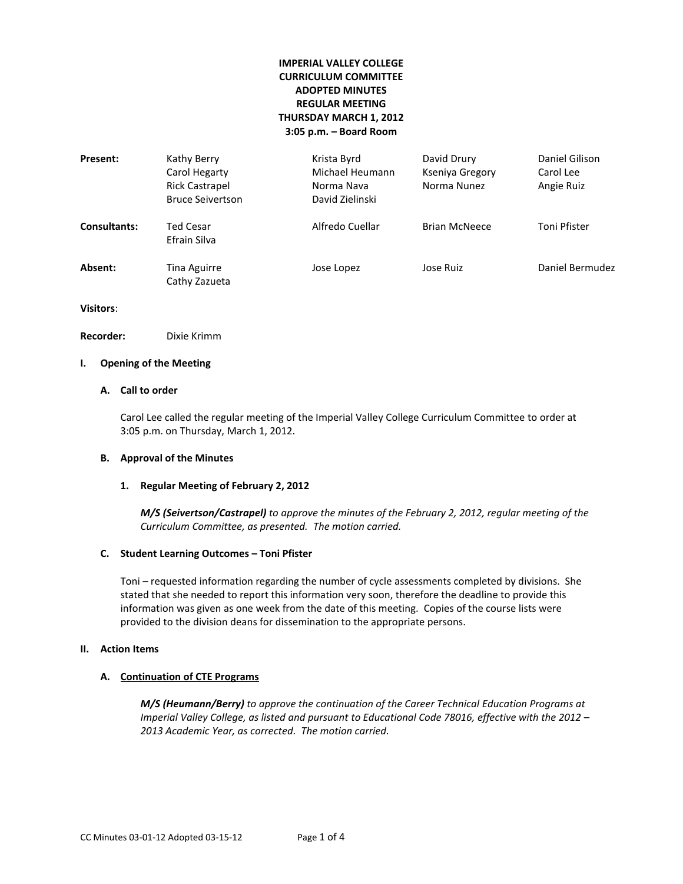# IMPERIAL VALLEY COLLEGE CURRICULUM COMMITTEE ADOPTED MINUTES REGULAR MEETING THURSDAY MARCH 1, 2012 3:05 p.m. – Board Room

| | | | | |
|---|---|---|---|---|
| **Present:** | Kathy Berry | Krista Byrd | David Drury | Daniel Gilison |
| | Carol Hegarty | Michael Heumann | Kseniya Gregory | Carol Lee |
| | Rick Castrapel | Norma Nava | Norma Nunez | Angie Ruiz |
| | Bruce Seivertson | David Zielinski | | |
| **Consultants:** | Ted Cesar | Alfredo Cuellar | Brian McNeece | Toni Pfister |
| | Efrain Silva | | | |
| **Absent:** | Tina Aguirre | Jose Lopez | Jose Ruiz | Daniel Bermudez |
| | Cathy Zazueta | | | |

**Visitors**:

**Recorder:** Dixie Krimm

## I. Opening of the Meeting

### A. Call to order

Carol Lee called the regular meeting of the Imperial Valley College Curriculum Committee to order at 3:05 p.m. on Thursday, March 1, 2012.

### B. Approval of the Minutes

#### 1. Regular Meeting of February 2, 2012

***M/S (Seivertson/Castrapel)*** *to approve the minutes of the February 2, 2012, regular meeting of the Curriculum Committee, as presented. The motion carried.*

### C. Student Learning Outcomes – Toni Pfister

Toni – requested information regarding the number of cycle assessments completed by divisions. She stated that she needed to report this information very soon, therefore the deadline to provide this information was given as one week from the date of this meeting. Copies of the course lists were provided to the division deans for dissemination to the appropriate persons.

## II. Action Items

### A. Continuation of CTE Programs

***M/S (Heumann/Berry)*** *to approve the continuation of the Career Technical Education Programs at Imperial Valley College, as listed and pursuant to Educational Code 78016, effective with the 2012 – 2013 Academic Year, as corrected. The motion carried.*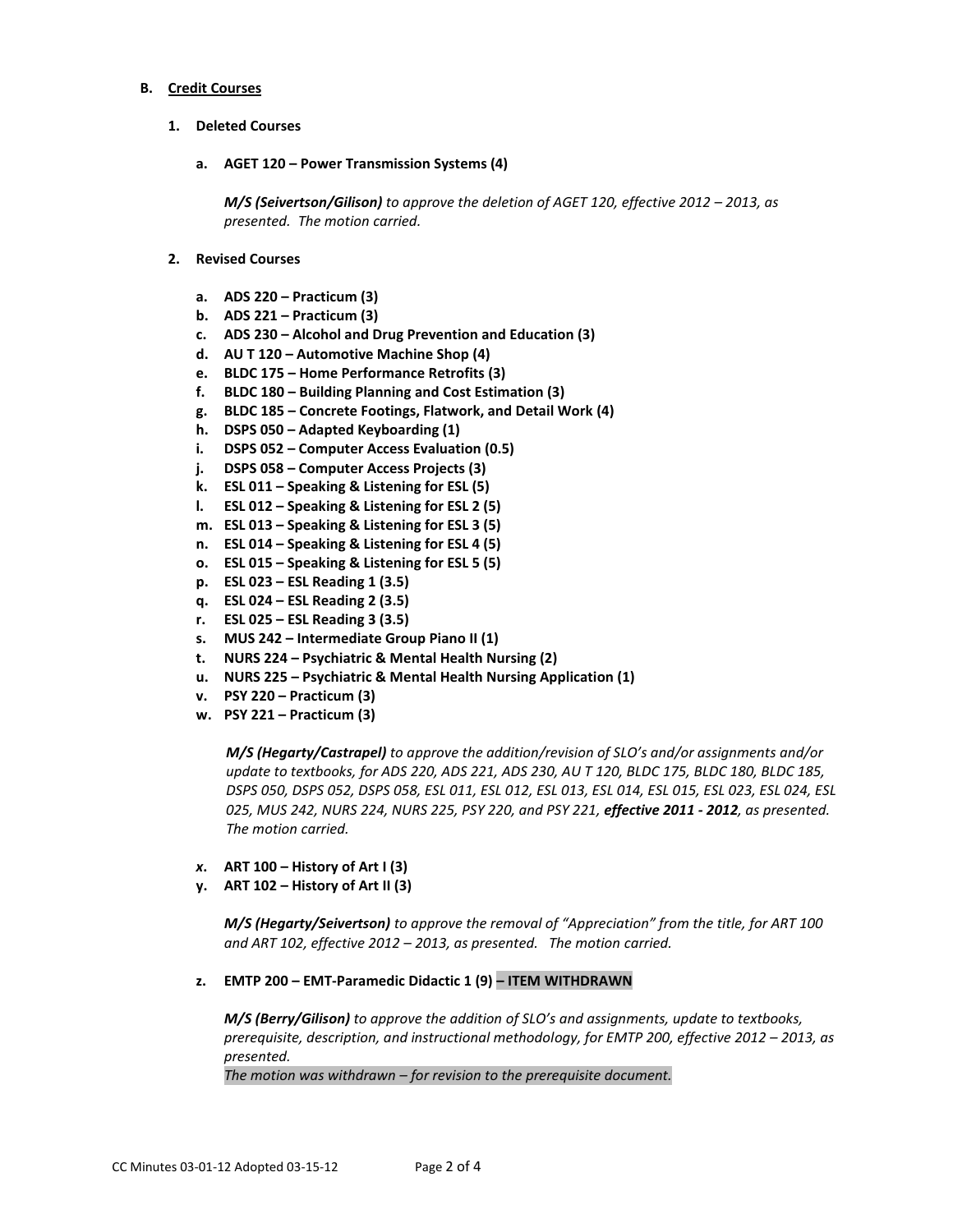**B. Credit Courses**

**1. Deleted Courses**

**a. AGET 120 – Power Transmission Systems (4)**

***M/S (Seivertson/Gilison)*** *to approve the deletion of AGET 120, effective 2012 – 2013, as presented. The motion carried.*

**2. Revised Courses**

**a. ADS 220 – Practicum (3)**
**b. ADS 221 – Practicum (3)**
**c. ADS 230 – Alcohol and Drug Prevention and Education (3)**
**d. AU T 120 – Automotive Machine Shop (4)**
**e. BLDC 175 – Home Performance Retrofits (3)**
**f. BLDC 180 – Building Planning and Cost Estimation (3)**
**g. BLDC 185 – Concrete Footings, Flatwork, and Detail Work (4)**
**h. DSPS 050 – Adapted Keyboarding (1)**
**i. DSPS 052 – Computer Access Evaluation (0.5)**
**j. DSPS 058 – Computer Access Projects (3)**
**k. ESL 011 – Speaking & Listening for ESL (5)**
**l. ESL 012 – Speaking & Listening for ESL 2 (5)**
**m. ESL 013 – Speaking & Listening for ESL 3 (5)**
**n. ESL 014 – Speaking & Listening for ESL 4 (5)**
**o. ESL 015 – Speaking & Listening for ESL 5 (5)**
**p. ESL 023 – ESL Reading 1 (3.5)**
**q. ESL 024 – ESL Reading 2 (3.5)**
**r. ESL 025 – ESL Reading 3 (3.5)**
**s. MUS 242 – Intermediate Group Piano II (1)**
**t. NURS 224 – Psychiatric & Mental Health Nursing (2)**
**u. NURS 225 – Psychiatric & Mental Health Nursing Application (1)**
**v. PSY 220 – Practicum (3)**
**w. PSY 221 – Practicum (3)**

***M/S (Hegarty/Castrapel)*** *to approve the addition/revision of SLO's and/or assignments and/or update to textbooks, for ADS 220, ADS 221, ADS 230, AU T 120, BLDC 175, BLDC 180, BLDC 185, DSPS 050, DSPS 052, DSPS 058, ESL 011, ESL 012, ESL 013, ESL 014, ESL 015, ESL 023, ESL 024, ESL 025, MUS 242, NURS 224, NURS 225, PSY 220, and PSY 221,* ***effective 2011 - 2012****, as presented. The motion carried.*

***x.*** **ART 100 – History of Art I (3)**
**y. ART 102 – History of Art II (3)**

***M/S (Hegarty/Seivertson)*** *to approve the removal of "Appreciation" from the title, for ART 100 and ART 102, effective 2012 – 2013, as presented. The motion carried.*

**z. EMTP 200 – EMT-Paramedic Didactic 1 (9) – ITEM WITHDRAWN**

***M/S (Berry/Gilison)*** *to approve the addition of SLO's and assignments, update to textbooks, prerequisite, description, and instructional methodology, for EMTP 200, effective 2012 – 2013, as presented.*
*The motion was withdrawn – for revision to the prerequisite document.*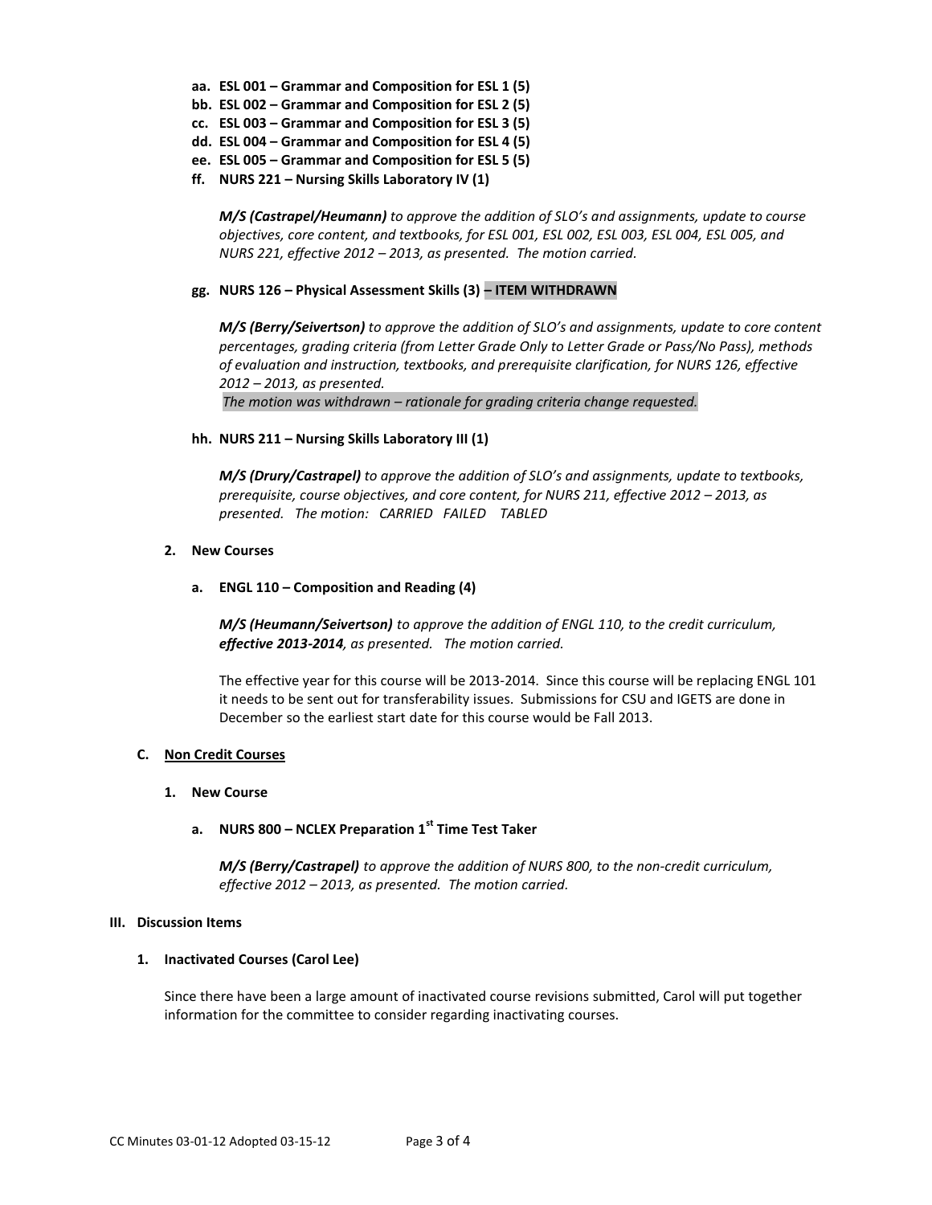**aa. ESL 001 – Grammar and Composition for ESL 1 (5)**
**bb. ESL 002 – Grammar and Composition for ESL 2 (5)**
**cc. ESL 003 – Grammar and Composition for ESL 3 (5)**
**dd. ESL 004 – Grammar and Composition for ESL 4 (5)**
**ee. ESL 005 – Grammar and Composition for ESL 5 (5)**
**ff. NURS 221 – Nursing Skills Laboratory IV (1)**

***M/S (Castrapel/Heumann)*** *to approve the addition of SLO's and assignments, update to course objectives, core content, and textbooks, for ESL 001, ESL 002, ESL 003, ESL 004, ESL 005, and NURS 221, effective 2012 – 2013, as presented. The motion carried.*

**gg. NURS 126 – Physical Assessment Skills (3) – ITEM WITHDRAWN**

***M/S (Berry/Seivertson)*** *to approve the addition of SLO's and assignments, update to core content percentages, grading criteria (from Letter Grade Only to Letter Grade or Pass/No Pass), methods of evaluation and instruction, textbooks, and prerequisite clarification, for NURS 126, effective 2012 – 2013, as presented.*
*The motion was withdrawn – rationale for grading criteria change requested.*

**hh. NURS 211 – Nursing Skills Laboratory III (1)**

***M/S (Drury/Castrapel)*** *to approve the addition of SLO's and assignments, update to textbooks, prerequisite, course objectives, and core content, for NURS 211, effective 2012 – 2013, as presented. The motion: CARRIED FAILED TABLED*

**2. New Courses**

**a. ENGL 110 – Composition and Reading (4)**

***M/S (Heumann/Seivertson)*** *to approve the addition of ENGL 110, to the credit curriculum,* ***effective 2013-2014****, as presented. The motion carried.*

The effective year for this course will be 2013-2014. Since this course will be replacing ENGL 101 it needs to be sent out for transferability issues. Submissions for CSU and IGETS are done in December so the earliest start date for this course would be Fall 2013.

**C. Non Credit Courses**

**1. New Course**

**a. NURS 800 – NCLEX Preparation 1st Time Test Taker**

***M/S (Berry/Castrapel)*** *to approve the addition of NURS 800, to the non-credit curriculum, effective 2012 – 2013, as presented. The motion carried.*

**III. Discussion Items**

**1. Inactivated Courses (Carol Lee)**

Since there have been a large amount of inactivated course revisions submitted, Carol will put together information for the committee to consider regarding inactivating courses.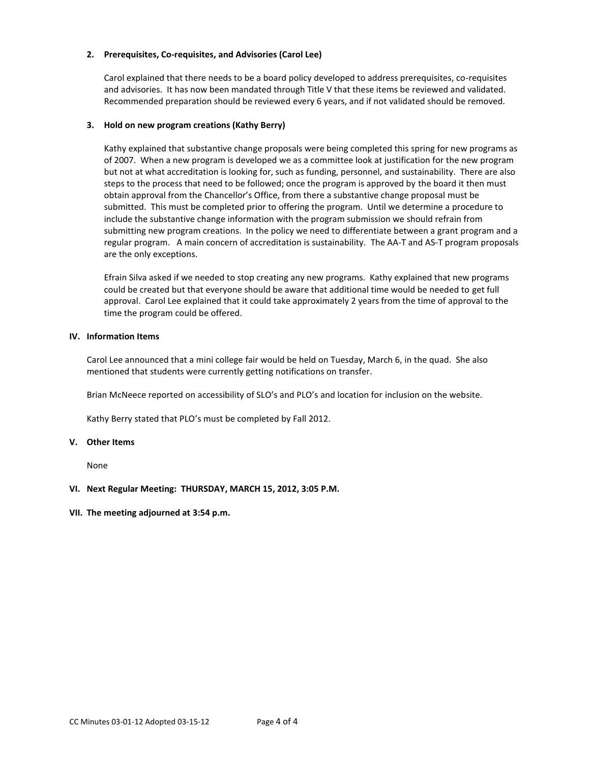**2. Prerequisites, Co-requisites, and Advisories (Carol Lee)**

Carol explained that there needs to be a board policy developed to address prerequisites, co-requisites and advisories. It has now been mandated through Title V that these items be reviewed and validated. Recommended preparation should be reviewed every 6 years, and if not validated should be removed.

**3. Hold on new program creations (Kathy Berry)**

Kathy explained that substantive change proposals were being completed this spring for new programs as of 2007. When a new program is developed we as a committee look at justification for the new program but not at what accreditation is looking for, such as funding, personnel, and sustainability. There are also steps to the process that need to be followed; once the program is approved by the board it then must obtain approval from the Chancellor's Office, from there a substantive change proposal must be submitted. This must be completed prior to offering the program. Until we determine a procedure to include the substantive change information with the program submission we should refrain from submitting new program creations. In the policy we need to differentiate between a grant program and a regular program. A main concern of accreditation is sustainability. The AA-T and AS-T program proposals are the only exceptions.

Efrain Silva asked if we needed to stop creating any new programs. Kathy explained that new programs could be created but that everyone should be aware that additional time would be needed to get full approval. Carol Lee explained that it could take approximately 2 years from the time of approval to the time the program could be offered.

## IV. Information Items

Carol Lee announced that a mini college fair would be held on Tuesday, March 6, in the quad. She also mentioned that students were currently getting notifications on transfer.

Brian McNeece reported on accessibility of SLO's and PLO's and location for inclusion on the website.

Kathy Berry stated that PLO's must be completed by Fall 2012.

## V. Other Items

None

## VI. Next Regular Meeting: THURSDAY, MARCH 15, 2012, 3:05 P.M.

## VII. The meeting adjourned at 3:54 p.m.